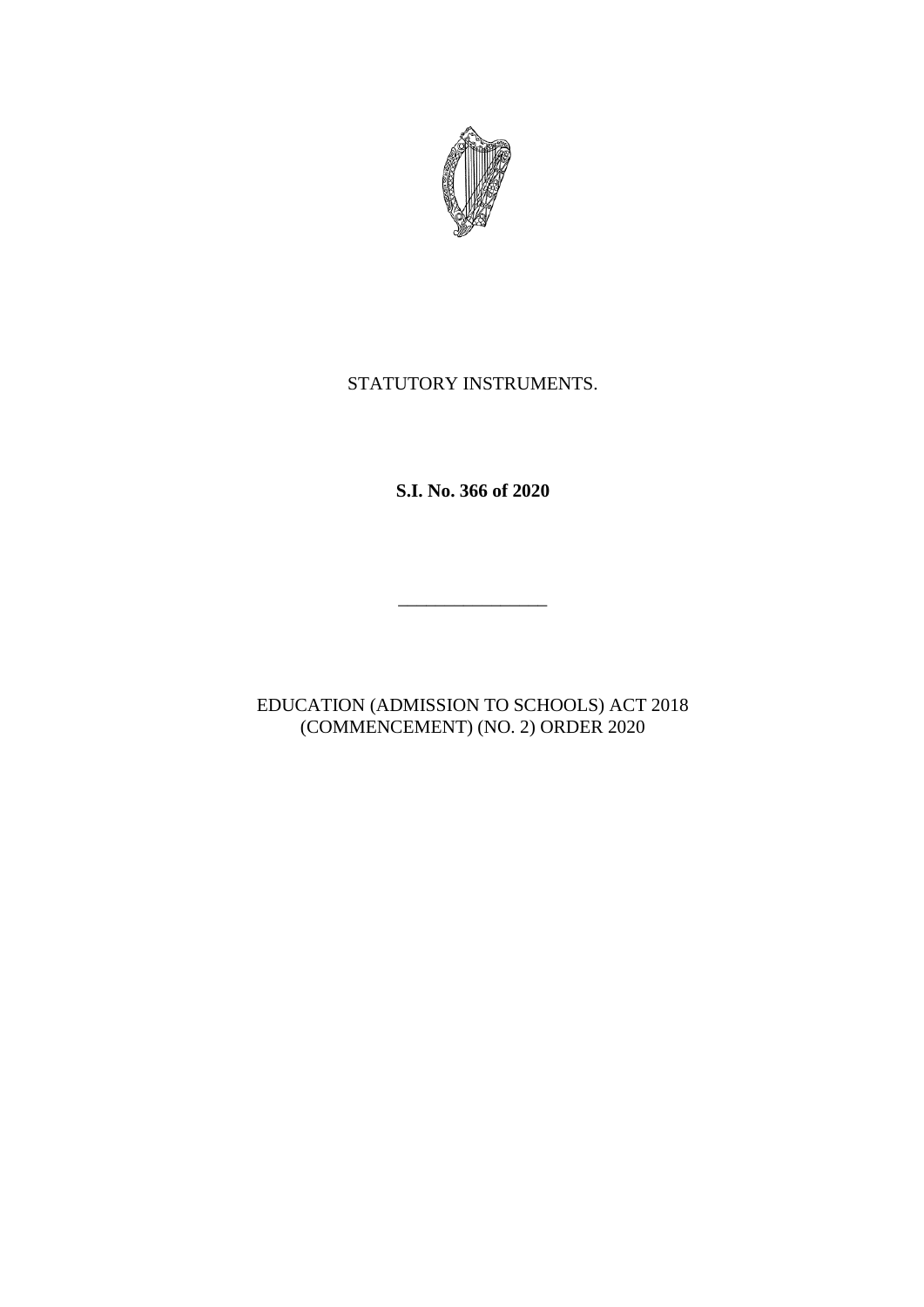STATUTORY INSTRUMENTS.

**S.I. No. 366 of 2020**

---

EDUCATION (ADMISSION TO SCHOOLS) ACT 2018 (COMMENCEMENT) (NO. 2) ORDER 2020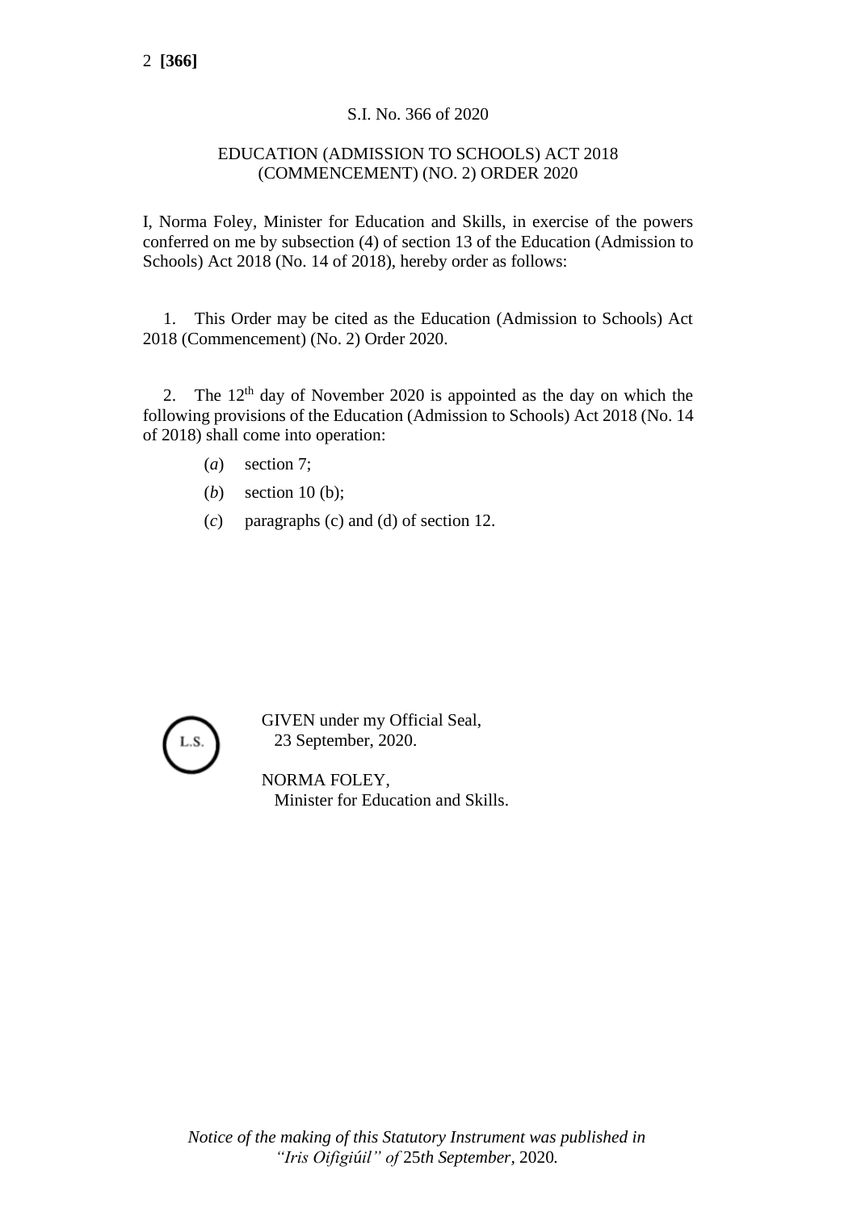S.I. No. 366 of 2020

EDUCATION (ADMISSION TO SCHOOLS) ACT 2018 (COMMENCEMENT) (NO. 2) ORDER 2020

I, Norma Foley, Minister for Education and Skills, in exercise of the powers conferred on me by subsection (4) of section 13 of the Education (Admission to Schools) Act 2018 (No. 14 of 2018), hereby order as follows:

1. This Order may be cited as the Education (Admission to Schools) Act 2018 (Commencement) (No. 2) Order 2020.

2. The 12th day of November 2020 is appointed as the day on which the following provisions of the Education (Admission to Schools) Act 2018 (No. 14 of 2018) shall come into operation:

(*a*) section 7;

(*b*) section 10 (b);

(*c*) paragraphs (c) and (d) of section 12.

L.S.

GIVEN under my Official Seal,
23 September, 2020.

NORMA FOLEY,
Minister for Education and Skills.

*Notice of the making of this Statutory Instrument was published in "Iris Oifigiúil" of* 25*th September,* 2020*.*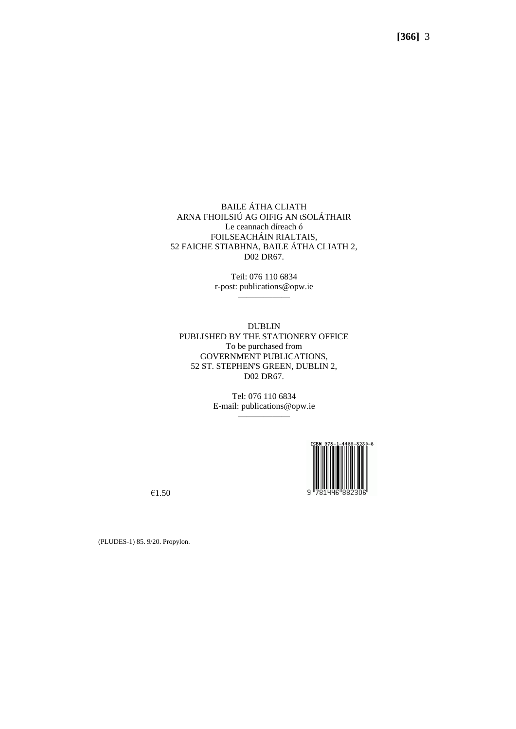BAILE ÁTHA CLIATH
ARNA FHOILSIÚ AG OIFIG AN tSOLÁTHAIR
Le ceannach díreach ó
FOILSEACHÁIN RIALTAIS,
52 FAICHE STIABHNA, BAILE ÁTHA CLIATH 2,
D02 DR67.

Teil: 076 110 6834
r-post: publications@opw.ie

---

DUBLIN
PUBLISHED BY THE STATIONERY OFFICE
To be purchased from
GOVERNMENT PUBLICATIONS,
52 ST. STEPHEN'S GREEN, DUBLIN 2,
D02 DR67.

Tel: 076 110 6834
E-mail: publications@opw.ie

---

ISBN 978-1-4468-8230-6

9 781446 882306

€1.50

(PLUDES-1) 85. 9/20. Propylon.